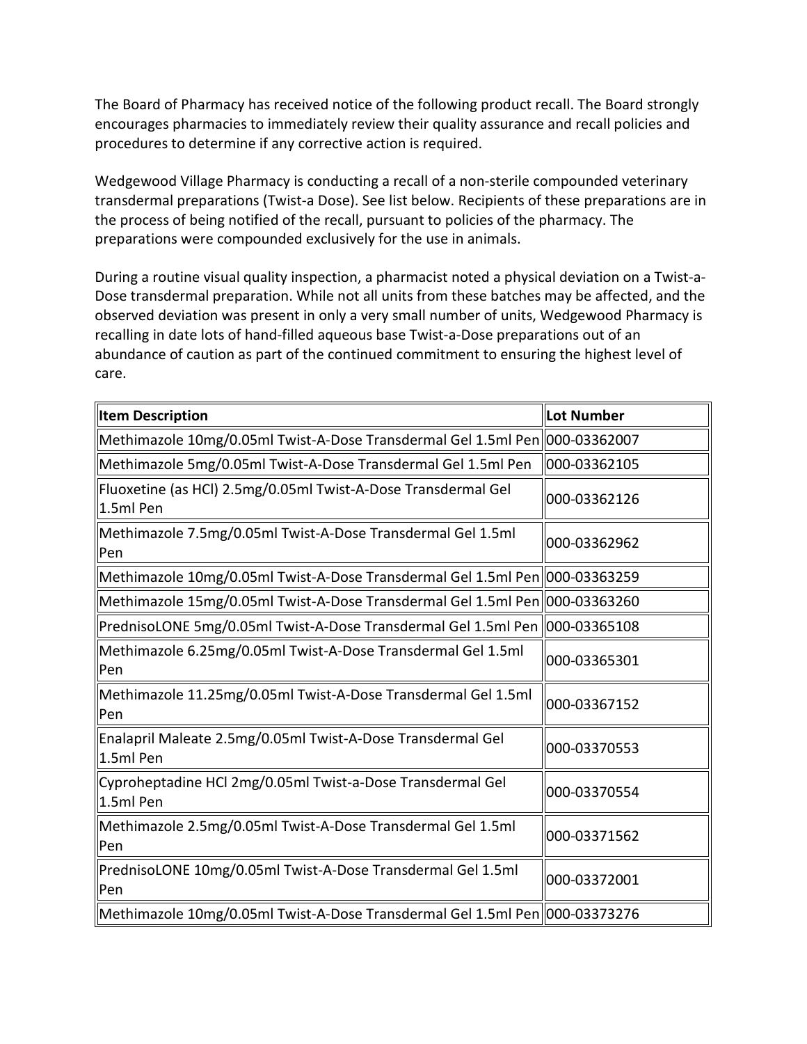The Board of Pharmacy has received notice of the following product recall. The Board strongly encourages pharmacies to immediately review their quality assurance and recall policies and procedures to determine if any corrective action is required.

Wedgewood Village Pharmacy is conducting a recall of a non-sterile compounded veterinary transdermal preparations (Twist-a Dose). See list below. Recipients of these preparations are in the process of being notified of the recall, pursuant to policies of the pharmacy. The preparations were compounded exclusively for the use in animals.

During a routine visual quality inspection, a pharmacist noted a physical deviation on a Twist-a-Dose transdermal preparation. While not all units from these batches may be affected, and the observed deviation was present in only a very small number of units, Wedgewood Pharmacy is recalling in date lots of hand-filled aqueous base Twist-a-Dose preparations out of an abundance of caution as part of the continued commitment to ensuring the highest level of care.

| **Item Description** | **Lot Number** |
|---|---|
| Methimazole 10mg/0.05ml Twist-A-Dose Transdermal Gel 1.5ml Pen | 000-03362007 |
| Methimazole 5mg/0.05ml Twist-A-Dose Transdermal Gel 1.5ml Pen | 000-03362105 |
| Fluoxetine (as HCl) 2.5mg/0.05ml Twist-A-Dose Transdermal Gel 1.5ml Pen | 000-03362126 |
| Methimazole 7.5mg/0.05ml Twist-A-Dose Transdermal Gel 1.5ml Pen | 000-03362962 |
| Methimazole 10mg/0.05ml Twist-A-Dose Transdermal Gel 1.5ml Pen | 000-03363259 |
| Methimazole 15mg/0.05ml Twist-A-Dose Transdermal Gel 1.5ml Pen | 000-03363260 |
| PrednisoLONE 5mg/0.05ml Twist-A-Dose Transdermal Gel 1.5ml Pen | 000-03365108 |
| Methimazole 6.25mg/0.05ml Twist-A-Dose Transdermal Gel 1.5ml Pen | 000-03365301 |
| Methimazole 11.25mg/0.05ml Twist-A-Dose Transdermal Gel 1.5ml Pen | 000-03367152 |
| Enalapril Maleate 2.5mg/0.05ml Twist-A-Dose Transdermal Gel 1.5ml Pen | 000-03370553 |
| Cyproheptadine HCl 2mg/0.05ml Twist-a-Dose Transdermal Gel 1.5ml Pen | 000-03370554 |
| Methimazole 2.5mg/0.05ml Twist-A-Dose Transdermal Gel 1.5ml Pen | 000-03371562 |
| PrednisoLONE 10mg/0.05ml Twist-A-Dose Transdermal Gel 1.5ml Pen | 000-03372001 |
| Methimazole 10mg/0.05ml Twist-A-Dose Transdermal Gel 1.5ml Pen | 000-03373276 |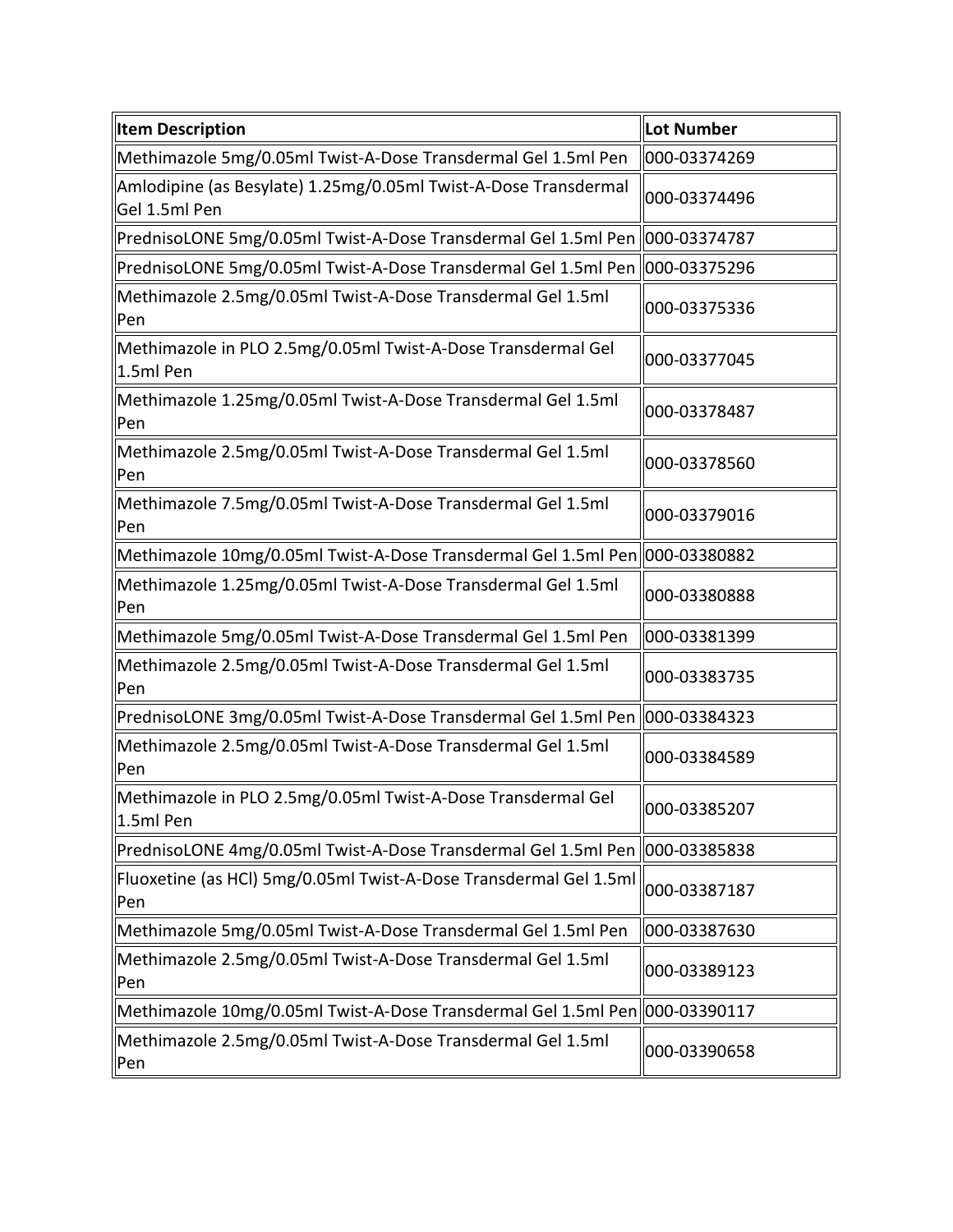| Item Description | Lot Number |
|---|---|
| Methimazole 5mg/0.05ml Twist-A-Dose Transdermal Gel 1.5ml Pen | 000-03374269 |
| Amlodipine (as Besylate) 1.25mg/0.05ml Twist-A-Dose Transdermal Gel 1.5ml Pen | 000-03374496 |
| PrednisoLONE 5mg/0.05ml Twist-A-Dose Transdermal Gel 1.5ml Pen | 000-03374787 |
| PrednisoLONE 5mg/0.05ml Twist-A-Dose Transdermal Gel 1.5ml Pen | 000-03375296 |
| Methimazole 2.5mg/0.05ml Twist-A-Dose Transdermal Gel 1.5ml Pen | 000-03375336 |
| Methimazole in PLO 2.5mg/0.05ml Twist-A-Dose Transdermal Gel 1.5ml Pen | 000-03377045 |
| Methimazole 1.25mg/0.05ml Twist-A-Dose Transdermal Gel 1.5ml Pen | 000-03378487 |
| Methimazole 2.5mg/0.05ml Twist-A-Dose Transdermal Gel 1.5ml Pen | 000-03378560 |
| Methimazole 7.5mg/0.05ml Twist-A-Dose Transdermal Gel 1.5ml Pen | 000-03379016 |
| Methimazole 10mg/0.05ml Twist-A-Dose Transdermal Gel 1.5ml Pen | 000-03380882 |
| Methimazole 1.25mg/0.05ml Twist-A-Dose Transdermal Gel 1.5ml Pen | 000-03380888 |
| Methimazole 5mg/0.05ml Twist-A-Dose Transdermal Gel 1.5ml Pen | 000-03381399 |
| Methimazole 2.5mg/0.05ml Twist-A-Dose Transdermal Gel 1.5ml Pen | 000-03383735 |
| PrednisoLONE 3mg/0.05ml Twist-A-Dose Transdermal Gel 1.5ml Pen | 000-03384323 |
| Methimazole 2.5mg/0.05ml Twist-A-Dose Transdermal Gel 1.5ml Pen | 000-03384589 |
| Methimazole in PLO 2.5mg/0.05ml Twist-A-Dose Transdermal Gel 1.5ml Pen | 000-03385207 |
| PrednisoLONE 4mg/0.05ml Twist-A-Dose Transdermal Gel 1.5ml Pen | 000-03385838 |
| Fluoxetine (as HCl) 5mg/0.05ml Twist-A-Dose Transdermal Gel 1.5ml Pen | 000-03387187 |
| Methimazole 5mg/0.05ml Twist-A-Dose Transdermal Gel 1.5ml Pen | 000-03387630 |
| Methimazole 2.5mg/0.05ml Twist-A-Dose Transdermal Gel 1.5ml Pen | 000-03389123 |
| Methimazole 10mg/0.05ml Twist-A-Dose Transdermal Gel 1.5ml Pen | 000-03390117 |
| Methimazole 2.5mg/0.05ml Twist-A-Dose Transdermal Gel 1.5ml Pen | 000-03390658 |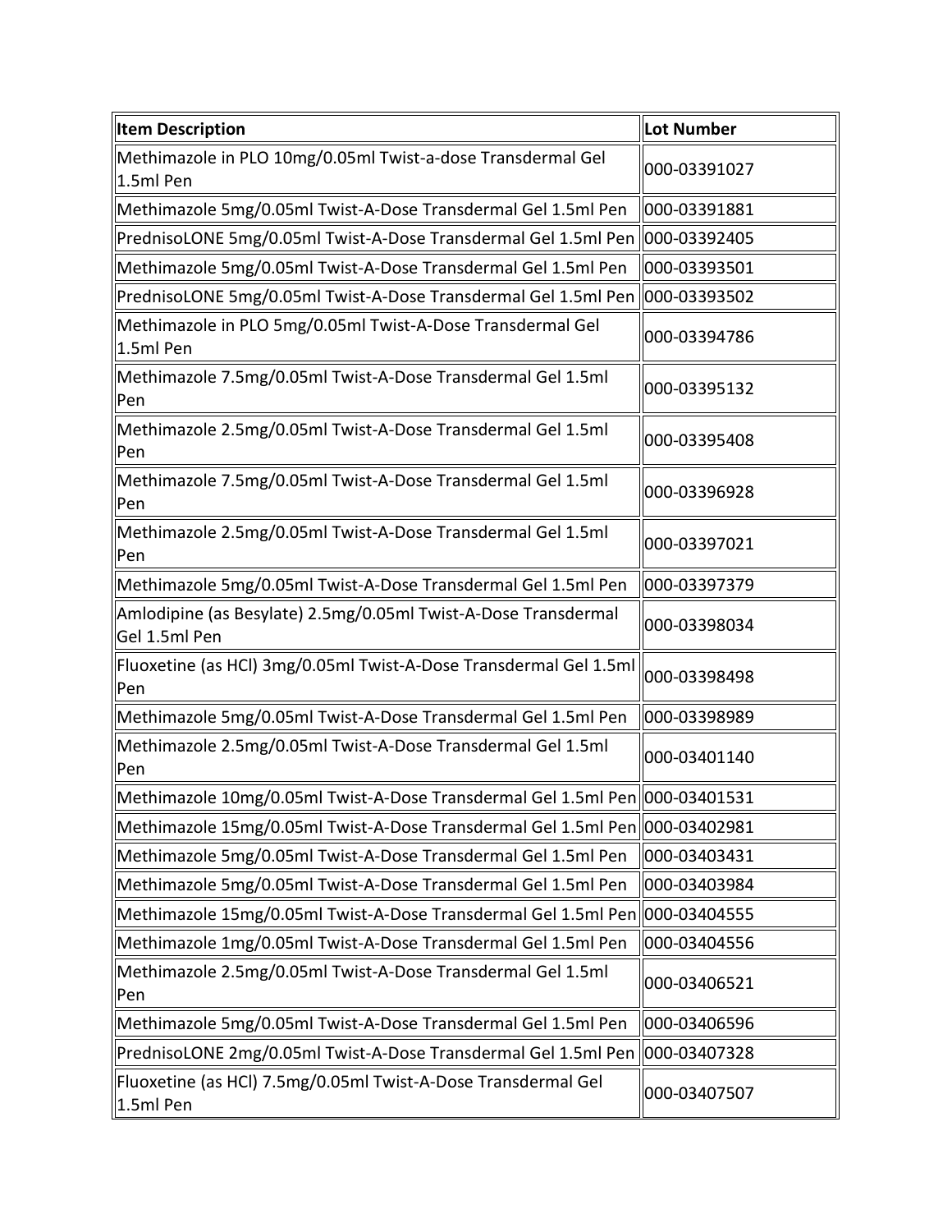| Item Description | Lot Number |
| --- | --- |
| Methimazole in PLO 10mg/0.05ml Twist-a-dose Transdermal Gel 1.5ml Pen | 000-03391027 |
| Methimazole 5mg/0.05ml Twist-A-Dose Transdermal Gel 1.5ml Pen | 000-03391881 |
| PrednisoLONE 5mg/0.05ml Twist-A-Dose Transdermal Gel 1.5ml Pen | 000-03392405 |
| Methimazole 5mg/0.05ml Twist-A-Dose Transdermal Gel 1.5ml Pen | 000-03393501 |
| PrednisoLONE 5mg/0.05ml Twist-A-Dose Transdermal Gel 1.5ml Pen | 000-03393502 |
| Methimazole in PLO 5mg/0.05ml Twist-A-Dose Transdermal Gel 1.5ml Pen | 000-03394786 |
| Methimazole 7.5mg/0.05ml Twist-A-Dose Transdermal Gel 1.5ml Pen | 000-03395132 |
| Methimazole 2.5mg/0.05ml Twist-A-Dose Transdermal Gel 1.5ml Pen | 000-03395408 |
| Methimazole 7.5mg/0.05ml Twist-A-Dose Transdermal Gel 1.5ml Pen | 000-03396928 |
| Methimazole 2.5mg/0.05ml Twist-A-Dose Transdermal Gel 1.5ml Pen | 000-03397021 |
| Methimazole 5mg/0.05ml Twist-A-Dose Transdermal Gel 1.5ml Pen | 000-03397379 |
| Amlodipine (as Besylate) 2.5mg/0.05ml Twist-A-Dose Transdermal Gel 1.5ml Pen | 000-03398034 |
| Fluoxetine (as HCl) 3mg/0.05ml Twist-A-Dose Transdermal Gel 1.5ml Pen | 000-03398498 |
| Methimazole 5mg/0.05ml Twist-A-Dose Transdermal Gel 1.5ml Pen | 000-03398989 |
| Methimazole 2.5mg/0.05ml Twist-A-Dose Transdermal Gel 1.5ml Pen | 000-03401140 |
| Methimazole 10mg/0.05ml Twist-A-Dose Transdermal Gel 1.5ml Pen | 000-03401531 |
| Methimazole 15mg/0.05ml Twist-A-Dose Transdermal Gel 1.5ml Pen | 000-03402981 |
| Methimazole 5mg/0.05ml Twist-A-Dose Transdermal Gel 1.5ml Pen | 000-03403431 |
| Methimazole 5mg/0.05ml Twist-A-Dose Transdermal Gel 1.5ml Pen | 000-03403984 |
| Methimazole 15mg/0.05ml Twist-A-Dose Transdermal Gel 1.5ml Pen | 000-03404555 |
| Methimazole 1mg/0.05ml Twist-A-Dose Transdermal Gel 1.5ml Pen | 000-03404556 |
| Methimazole 2.5mg/0.05ml Twist-A-Dose Transdermal Gel 1.5ml Pen | 000-03406521 |
| Methimazole 5mg/0.05ml Twist-A-Dose Transdermal Gel 1.5ml Pen | 000-03406596 |
| PrednisoLONE 2mg/0.05ml Twist-A-Dose Transdermal Gel 1.5ml Pen | 000-03407328 |
| Fluoxetine (as HCl) 7.5mg/0.05ml Twist-A-Dose Transdermal Gel 1.5ml Pen | 000-03407507 |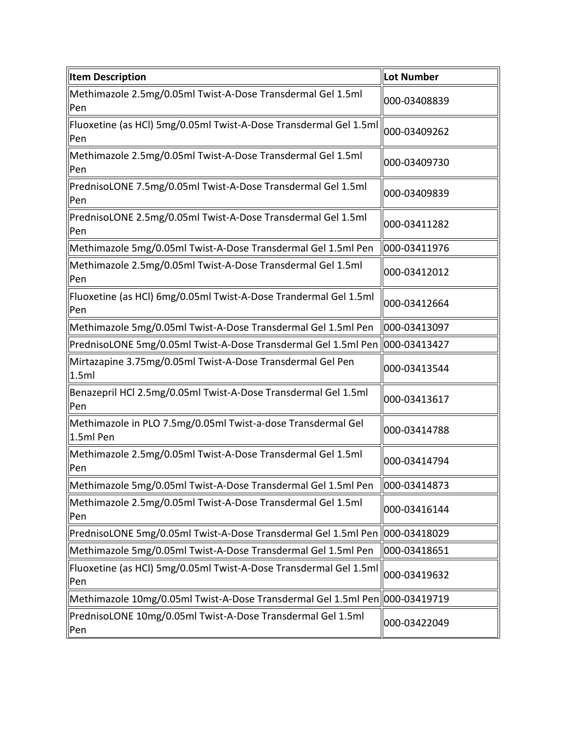| Item Description | Lot Number |
| --- | --- |
| Methimazole 2.5mg/0.05ml Twist-A-Dose Transdermal Gel 1.5ml Pen | 000-03408839 |
| Fluoxetine (as HCl) 5mg/0.05ml Twist-A-Dose Transdermal Gel 1.5ml Pen | 000-03409262 |
| Methimazole 2.5mg/0.05ml Twist-A-Dose Transdermal Gel 1.5ml Pen | 000-03409730 |
| PrednisoLONE 7.5mg/0.05ml Twist-A-Dose Transdermal Gel 1.5ml Pen | 000-03409839 |
| PrednisoLONE 2.5mg/0.05ml Twist-A-Dose Transdermal Gel 1.5ml Pen | 000-03411282 |
| Methimazole 5mg/0.05ml Twist-A-Dose Transdermal Gel 1.5ml Pen | 000-03411976 |
| Methimazole 2.5mg/0.05ml Twist-A-Dose Transdermal Gel 1.5ml Pen | 000-03412012 |
| Fluoxetine (as HCl) 6mg/0.05ml Twist-A-Dose Trandermal Gel 1.5ml Pen | 000-03412664 |
| Methimazole 5mg/0.05ml Twist-A-Dose Transdermal Gel 1.5ml Pen | 000-03413097 |
| PrednisoLONE 5mg/0.05ml Twist-A-Dose Transdermal Gel 1.5ml Pen | 000-03413427 |
| Mirtazapine 3.75mg/0.05ml Twist-A-Dose Transdermal Gel Pen 1.5ml | 000-03413544 |
| Benazepril HCl 2.5mg/0.05ml Twist-A-Dose Transdermal Gel 1.5ml Pen | 000-03413617 |
| Methimazole in PLO 7.5mg/0.05ml Twist-a-dose Transdermal Gel 1.5ml Pen | 000-03414788 |
| Methimazole 2.5mg/0.05ml Twist-A-Dose Transdermal Gel 1.5ml Pen | 000-03414794 |
| Methimazole 5mg/0.05ml Twist-A-Dose Transdermal Gel 1.5ml Pen | 000-03414873 |
| Methimazole 2.5mg/0.05ml Twist-A-Dose Transdermal Gel 1.5ml Pen | 000-03416144 |
| PrednisoLONE 5mg/0.05ml Twist-A-Dose Transdermal Gel 1.5ml Pen | 000-03418029 |
| Methimazole 5mg/0.05ml Twist-A-Dose Transdermal Gel 1.5ml Pen | 000-03418651 |
| Fluoxetine (as HCl) 5mg/0.05ml Twist-A-Dose Transdermal Gel 1.5ml Pen | 000-03419632 |
| Methimazole 10mg/0.05ml Twist-A-Dose Transdermal Gel 1.5ml Pen | 000-03419719 |
| PrednisoLONE 10mg/0.05ml Twist-A-Dose Transdermal Gel 1.5ml Pen | 000-03422049 |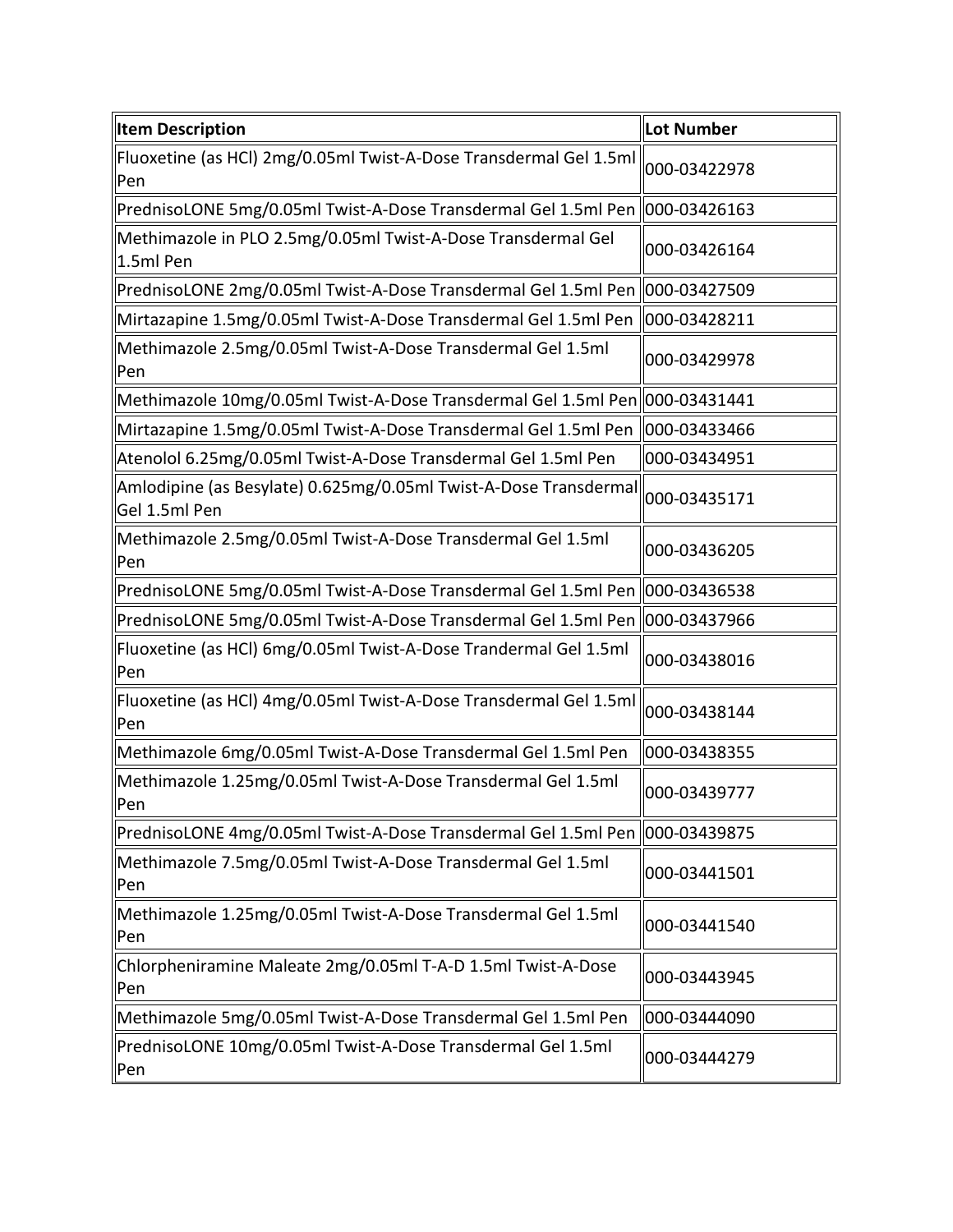| Item Description | Lot Number |
| --- | --- |
| Fluoxetine (as HCl) 2mg/0.05ml Twist-A-Dose Transdermal Gel 1.5ml Pen | 000-03422978 |
| PrednisoLONE 5mg/0.05ml Twist-A-Dose Transdermal Gel 1.5ml Pen | 000-03426163 |
| Methimazole in PLO 2.5mg/0.05ml Twist-A-Dose Transdermal Gel 1.5ml Pen | 000-03426164 |
| PrednisoLONE 2mg/0.05ml Twist-A-Dose Transdermal Gel 1.5ml Pen | 000-03427509 |
| Mirtazapine 1.5mg/0.05ml Twist-A-Dose Transdermal Gel 1.5ml Pen | 000-03428211 |
| Methimazole 2.5mg/0.05ml Twist-A-Dose Transdermal Gel 1.5ml Pen | 000-03429978 |
| Methimazole 10mg/0.05ml Twist-A-Dose Transdermal Gel 1.5ml Pen | 000-03431441 |
| Mirtazapine 1.5mg/0.05ml Twist-A-Dose Transdermal Gel 1.5ml Pen | 000-03433466 |
| Atenolol 6.25mg/0.05ml Twist-A-Dose Transdermal Gel 1.5ml Pen | 000-03434951 |
| Amlodipine (as Besylate) 0.625mg/0.05ml Twist-A-Dose Transdermal Gel 1.5ml Pen | 000-03435171 |
| Methimazole 2.5mg/0.05ml Twist-A-Dose Transdermal Gel 1.5ml Pen | 000-03436205 |
| PrednisoLONE 5mg/0.05ml Twist-A-Dose Transdermal Gel 1.5ml Pen | 000-03436538 |
| PrednisoLONE 5mg/0.05ml Twist-A-Dose Transdermal Gel 1.5ml Pen | 000-03437966 |
| Fluoxetine (as HCl) 6mg/0.05ml Twist-A-Dose Trandermal Gel 1.5ml Pen | 000-03438016 |
| Fluoxetine (as HCl) 4mg/0.05ml Twist-A-Dose Transdermal Gel 1.5ml Pen | 000-03438144 |
| Methimazole 6mg/0.05ml Twist-A-Dose Transdermal Gel 1.5ml Pen | 000-03438355 |
| Methimazole 1.25mg/0.05ml Twist-A-Dose Transdermal Gel 1.5ml Pen | 000-03439777 |
| PrednisoLONE 4mg/0.05ml Twist-A-Dose Transdermal Gel 1.5ml Pen | 000-03439875 |
| Methimazole 7.5mg/0.05ml Twist-A-Dose Transdermal Gel 1.5ml Pen | 000-03441501 |
| Methimazole 1.25mg/0.05ml Twist-A-Dose Transdermal Gel 1.5ml Pen | 000-03441540 |
| Chlorpheniramine Maleate 2mg/0.05ml T-A-D 1.5ml Twist-A-Dose Pen | 000-03443945 |
| Methimazole 5mg/0.05ml Twist-A-Dose Transdermal Gel 1.5ml Pen | 000-03444090 |
| PrednisoLONE 10mg/0.05ml Twist-A-Dose Transdermal Gel 1.5ml Pen | 000-03444279 |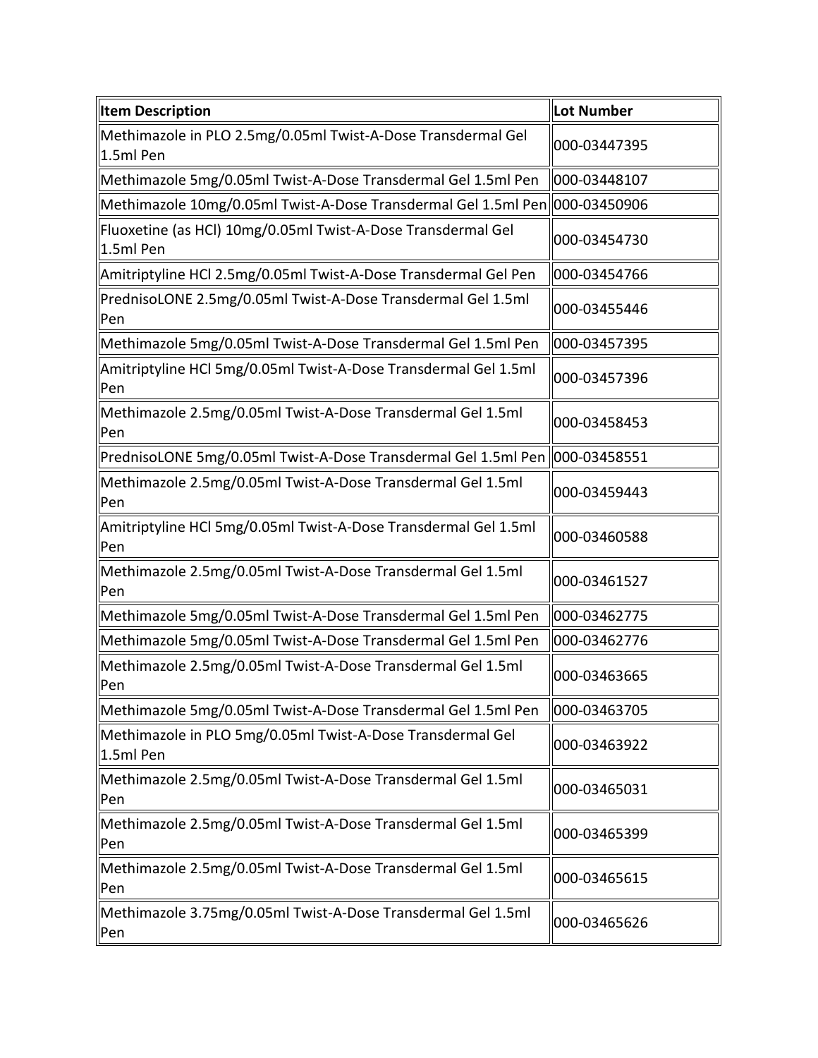| Item Description | Lot Number |
| --- | --- |
| Methimazole in PLO 2.5mg/0.05ml Twist-A-Dose Transdermal Gel 1.5ml Pen | 000-03447395 |
| Methimazole 5mg/0.05ml Twist-A-Dose Transdermal Gel 1.5ml Pen | 000-03448107 |
| Methimazole 10mg/0.05ml Twist-A-Dose Transdermal Gel 1.5ml Pen | 000-03450906 |
| Fluoxetine (as HCl) 10mg/0.05ml Twist-A-Dose Transdermal Gel 1.5ml Pen | 000-03454730 |
| Amitriptyline HCl 2.5mg/0.05ml Twist-A-Dose Transdermal Gel Pen | 000-03454766 |
| PrednisoLONE 2.5mg/0.05ml Twist-A-Dose Transdermal Gel 1.5ml Pen | 000-03455446 |
| Methimazole 5mg/0.05ml Twist-A-Dose Transdermal Gel 1.5ml Pen | 000-03457395 |
| Amitriptyline HCl 5mg/0.05ml Twist-A-Dose Transdermal Gel 1.5ml Pen | 000-03457396 |
| Methimazole 2.5mg/0.05ml Twist-A-Dose Transdermal Gel 1.5ml Pen | 000-03458453 |
| PrednisoLONE 5mg/0.05ml Twist-A-Dose Transdermal Gel 1.5ml Pen | 000-03458551 |
| Methimazole 2.5mg/0.05ml Twist-A-Dose Transdermal Gel 1.5ml Pen | 000-03459443 |
| Amitriptyline HCl 5mg/0.05ml Twist-A-Dose Transdermal Gel 1.5ml Pen | 000-03460588 |
| Methimazole 2.5mg/0.05ml Twist-A-Dose Transdermal Gel 1.5ml Pen | 000-03461527 |
| Methimazole 5mg/0.05ml Twist-A-Dose Transdermal Gel 1.5ml Pen | 000-03462775 |
| Methimazole 5mg/0.05ml Twist-A-Dose Transdermal Gel 1.5ml Pen | 000-03462776 |
| Methimazole 2.5mg/0.05ml Twist-A-Dose Transdermal Gel 1.5ml Pen | 000-03463665 |
| Methimazole 5mg/0.05ml Twist-A-Dose Transdermal Gel 1.5ml Pen | 000-03463705 |
| Methimazole in PLO 5mg/0.05ml Twist-A-Dose Transdermal Gel 1.5ml Pen | 000-03463922 |
| Methimazole 2.5mg/0.05ml Twist-A-Dose Transdermal Gel 1.5ml Pen | 000-03465031 |
| Methimazole 2.5mg/0.05ml Twist-A-Dose Transdermal Gel 1.5ml Pen | 000-03465399 |
| Methimazole 2.5mg/0.05ml Twist-A-Dose Transdermal Gel 1.5ml Pen | 000-03465615 |
| Methimazole 3.75mg/0.05ml Twist-A-Dose Transdermal Gel 1.5ml Pen | 000-03465626 |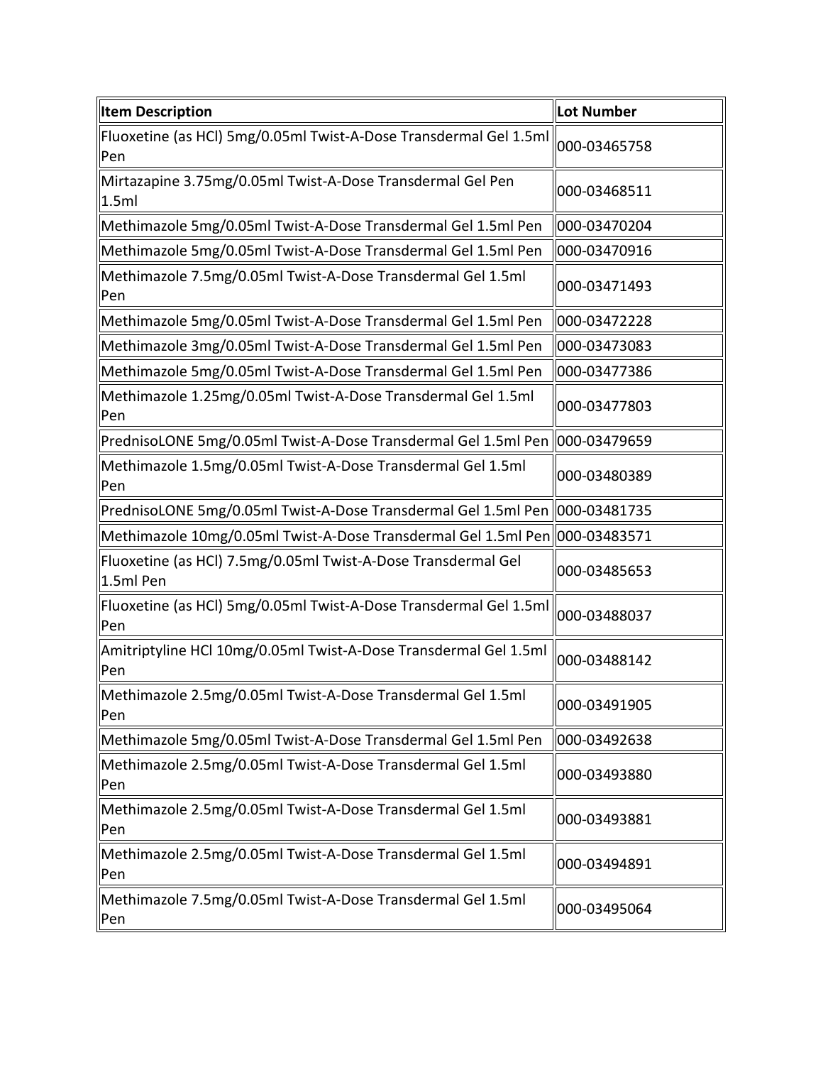| Item Description | Lot Number |
|---|---|
| Fluoxetine (as HCl) 5mg/0.05ml Twist-A-Dose Transdermal Gel 1.5ml Pen | 000-03465758 |
| Mirtazapine 3.75mg/0.05ml Twist-A-Dose Transdermal Gel Pen 1.5ml | 000-03468511 |
| Methimazole 5mg/0.05ml Twist-A-Dose Transdermal Gel 1.5ml Pen | 000-03470204 |
| Methimazole 5mg/0.05ml Twist-A-Dose Transdermal Gel 1.5ml Pen | 000-03470916 |
| Methimazole 7.5mg/0.05ml Twist-A-Dose Transdermal Gel 1.5ml Pen | 000-03471493 |
| Methimazole 5mg/0.05ml Twist-A-Dose Transdermal Gel 1.5ml Pen | 000-03472228 |
| Methimazole 3mg/0.05ml Twist-A-Dose Transdermal Gel 1.5ml Pen | 000-03473083 |
| Methimazole 5mg/0.05ml Twist-A-Dose Transdermal Gel 1.5ml Pen | 000-03477386 |
| Methimazole 1.25mg/0.05ml Twist-A-Dose Transdermal Gel 1.5ml Pen | 000-03477803 |
| PrednisoLONE 5mg/0.05ml Twist-A-Dose Transdermal Gel 1.5ml Pen | 000-03479659 |
| Methimazole 1.5mg/0.05ml Twist-A-Dose Transdermal Gel 1.5ml Pen | 000-03480389 |
| PrednisoLONE 5mg/0.05ml Twist-A-Dose Transdermal Gel 1.5ml Pen | 000-03481735 |
| Methimazole 10mg/0.05ml Twist-A-Dose Transdermal Gel 1.5ml Pen | 000-03483571 |
| Fluoxetine (as HCl) 7.5mg/0.05ml Twist-A-Dose Transdermal Gel 1.5ml Pen | 000-03485653 |
| Fluoxetine (as HCl) 5mg/0.05ml Twist-A-Dose Transdermal Gel 1.5ml Pen | 000-03488037 |
| Amitriptyline HCl 10mg/0.05ml Twist-A-Dose Transdermal Gel 1.5ml Pen | 000-03488142 |
| Methimazole 2.5mg/0.05ml Twist-A-Dose Transdermal Gel 1.5ml Pen | 000-03491905 |
| Methimazole 5mg/0.05ml Twist-A-Dose Transdermal Gel 1.5ml Pen | 000-03492638 |
| Methimazole 2.5mg/0.05ml Twist-A-Dose Transdermal Gel 1.5ml Pen | 000-03493880 |
| Methimazole 2.5mg/0.05ml Twist-A-Dose Transdermal Gel 1.5ml Pen | 000-03493881 |
| Methimazole 2.5mg/0.05ml Twist-A-Dose Transdermal Gel 1.5ml Pen | 000-03494891 |
| Methimazole 7.5mg/0.05ml Twist-A-Dose Transdermal Gel 1.5ml Pen | 000-03495064 |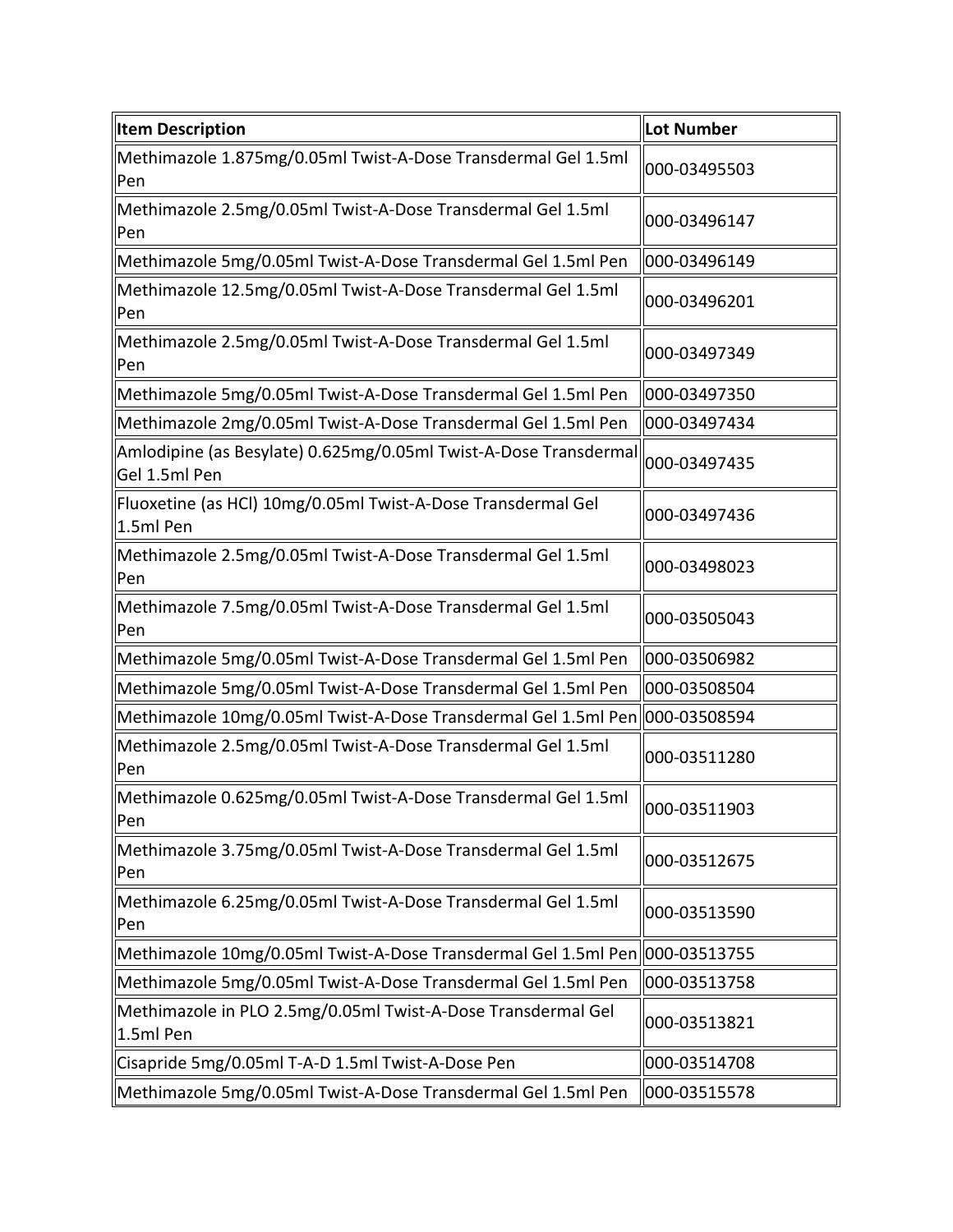| Item Description | Lot Number |
|---|---|
| Methimazole 1.875mg/0.05ml Twist-A-Dose Transdermal Gel 1.5ml Pen | 000-03495503 |
| Methimazole 2.5mg/0.05ml Twist-A-Dose Transdermal Gel 1.5ml Pen | 000-03496147 |
| Methimazole 5mg/0.05ml Twist-A-Dose Transdermal Gel 1.5ml Pen | 000-03496149 |
| Methimazole 12.5mg/0.05ml Twist-A-Dose Transdermal Gel 1.5ml Pen | 000-03496201 |
| Methimazole 2.5mg/0.05ml Twist-A-Dose Transdermal Gel 1.5ml Pen | 000-03497349 |
| Methimazole 5mg/0.05ml Twist-A-Dose Transdermal Gel 1.5ml Pen | 000-03497350 |
| Methimazole 2mg/0.05ml Twist-A-Dose Transdermal Gel 1.5ml Pen | 000-03497434 |
| Amlodipine (as Besylate) 0.625mg/0.05ml Twist-A-Dose Transdermal Gel 1.5ml Pen | 000-03497435 |
| Fluoxetine (as HCl) 10mg/0.05ml Twist-A-Dose Transdermal Gel 1.5ml Pen | 000-03497436 |
| Methimazole 2.5mg/0.05ml Twist-A-Dose Transdermal Gel 1.5ml Pen | 000-03498023 |
| Methimazole 7.5mg/0.05ml Twist-A-Dose Transdermal Gel 1.5ml Pen | 000-03505043 |
| Methimazole 5mg/0.05ml Twist-A-Dose Transdermal Gel 1.5ml Pen | 000-03506982 |
| Methimazole 5mg/0.05ml Twist-A-Dose Transdermal Gel 1.5ml Pen | 000-03508504 |
| Methimazole 10mg/0.05ml Twist-A-Dose Transdermal Gel 1.5ml Pen | 000-03508594 |
| Methimazole 2.5mg/0.05ml Twist-A-Dose Transdermal Gel 1.5ml Pen | 000-03511280 |
| Methimazole 0.625mg/0.05ml Twist-A-Dose Transdermal Gel 1.5ml Pen | 000-03511903 |
| Methimazole 3.75mg/0.05ml Twist-A-Dose Transdermal Gel 1.5ml Pen | 000-03512675 |
| Methimazole 6.25mg/0.05ml Twist-A-Dose Transdermal Gel 1.5ml Pen | 000-03513590 |
| Methimazole 10mg/0.05ml Twist-A-Dose Transdermal Gel 1.5ml Pen | 000-03513755 |
| Methimazole 5mg/0.05ml Twist-A-Dose Transdermal Gel 1.5ml Pen | 000-03513758 |
| Methimazole in PLO 2.5mg/0.05ml Twist-A-Dose Transdermal Gel 1.5ml Pen | 000-03513821 |
| Cisapride 5mg/0.05ml T-A-D 1.5ml Twist-A-Dose Pen | 000-03514708 |
| Methimazole 5mg/0.05ml Twist-A-Dose Transdermal Gel 1.5ml Pen | 000-03515578 |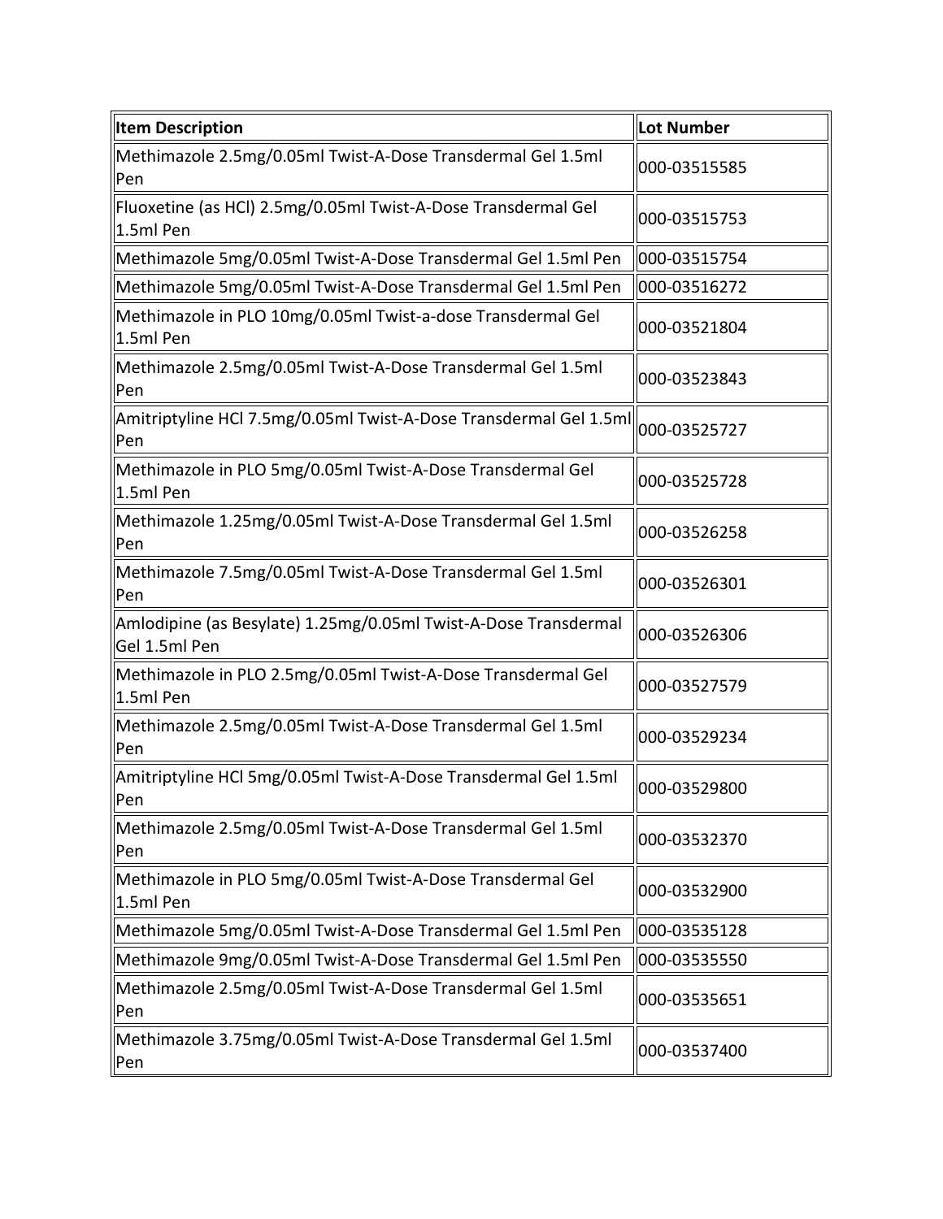| Item Description | Lot Number |
|---|---|
| Methimazole 2.5mg/0.05ml Twist-A-Dose Transdermal Gel 1.5ml Pen | 000-03515585 |
| Fluoxetine (as HCl) 2.5mg/0.05ml Twist-A-Dose Transdermal Gel 1.5ml Pen | 000-03515753 |
| Methimazole 5mg/0.05ml Twist-A-Dose Transdermal Gel 1.5ml Pen | 000-03515754 |
| Methimazole 5mg/0.05ml Twist-A-Dose Transdermal Gel 1.5ml Pen | 000-03516272 |
| Methimazole in PLO 10mg/0.05ml Twist-a-dose Transdermal Gel 1.5ml Pen | 000-03521804 |
| Methimazole 2.5mg/0.05ml Twist-A-Dose Transdermal Gel 1.5ml Pen | 000-03523843 |
| Amitriptyline HCl 7.5mg/0.05ml Twist-A-Dose Transdermal Gel 1.5ml Pen | 000-03525727 |
| Methimazole in PLO 5mg/0.05ml Twist-A-Dose Transdermal Gel 1.5ml Pen | 000-03525728 |
| Methimazole 1.25mg/0.05ml Twist-A-Dose Transdermal Gel 1.5ml Pen | 000-03526258 |
| Methimazole 7.5mg/0.05ml Twist-A-Dose Transdermal Gel 1.5ml Pen | 000-03526301 |
| Amlodipine (as Besylate) 1.25mg/0.05ml Twist-A-Dose Transdermal Gel 1.5ml Pen | 000-03526306 |
| Methimazole in PLO 2.5mg/0.05ml Twist-A-Dose Transdermal Gel 1.5ml Pen | 000-03527579 |
| Methimazole 2.5mg/0.05ml Twist-A-Dose Transdermal Gel 1.5ml Pen | 000-03529234 |
| Amitriptyline HCl 5mg/0.05ml Twist-A-Dose Transdermal Gel 1.5ml Pen | 000-03529800 |
| Methimazole 2.5mg/0.05ml Twist-A-Dose Transdermal Gel 1.5ml Pen | 000-03532370 |
| Methimazole in PLO 5mg/0.05ml Twist-A-Dose Transdermal Gel 1.5ml Pen | 000-03532900 |
| Methimazole 5mg/0.05ml Twist-A-Dose Transdermal Gel 1.5ml Pen | 000-03535128 |
| Methimazole 9mg/0.05ml Twist-A-Dose Transdermal Gel 1.5ml Pen | 000-03535550 |
| Methimazole 2.5mg/0.05ml Twist-A-Dose Transdermal Gel 1.5ml Pen | 000-03535651 |
| Methimazole 3.75mg/0.05ml Twist-A-Dose Transdermal Gel 1.5ml Pen | 000-03537400 |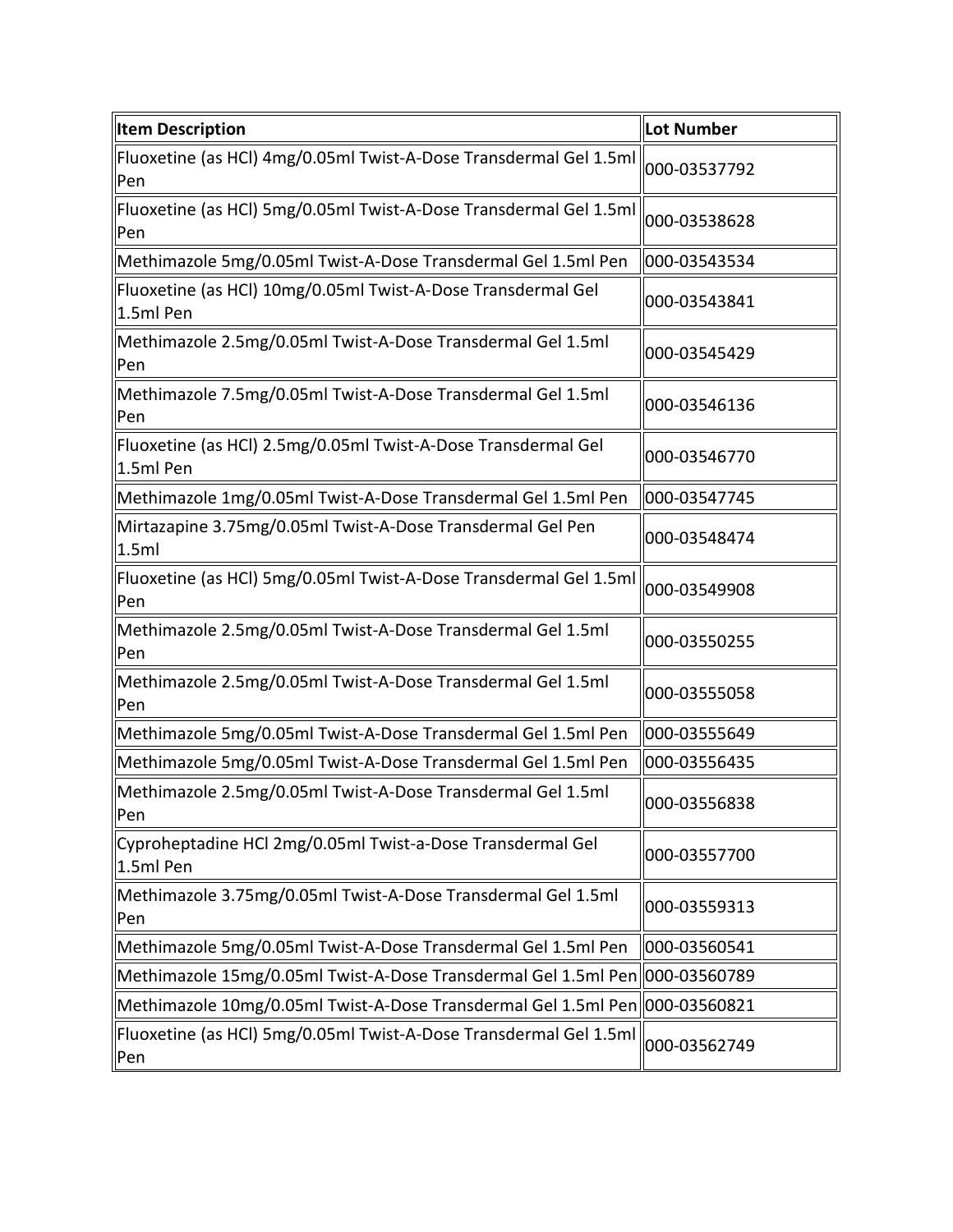| Item Description | Lot Number |
|---|---|
| Fluoxetine (as HCl) 4mg/0.05ml Twist-A-Dose Transdermal Gel 1.5ml Pen | 000-03537792 |
| Fluoxetine (as HCl) 5mg/0.05ml Twist-A-Dose Transdermal Gel 1.5ml Pen | 000-03538628 |
| Methimazole 5mg/0.05ml Twist-A-Dose Transdermal Gel 1.5ml Pen | 000-03543534 |
| Fluoxetine (as HCl) 10mg/0.05ml Twist-A-Dose Transdermal Gel 1.5ml Pen | 000-03543841 |
| Methimazole 2.5mg/0.05ml Twist-A-Dose Transdermal Gel 1.5ml Pen | 000-03545429 |
| Methimazole 7.5mg/0.05ml Twist-A-Dose Transdermal Gel 1.5ml Pen | 000-03546136 |
| Fluoxetine (as HCl) 2.5mg/0.05ml Twist-A-Dose Transdermal Gel 1.5ml Pen | 000-03546770 |
| Methimazole 1mg/0.05ml Twist-A-Dose Transdermal Gel 1.5ml Pen | 000-03547745 |
| Mirtazapine 3.75mg/0.05ml Twist-A-Dose Transdermal Gel Pen 1.5ml | 000-03548474 |
| Fluoxetine (as HCl) 5mg/0.05ml Twist-A-Dose Transdermal Gel 1.5ml Pen | 000-03549908 |
| Methimazole 2.5mg/0.05ml Twist-A-Dose Transdermal Gel 1.5ml Pen | 000-03550255 |
| Methimazole 2.5mg/0.05ml Twist-A-Dose Transdermal Gel 1.5ml Pen | 000-03555058 |
| Methimazole 5mg/0.05ml Twist-A-Dose Transdermal Gel 1.5ml Pen | 000-03555649 |
| Methimazole 5mg/0.05ml Twist-A-Dose Transdermal Gel 1.5ml Pen | 000-03556435 |
| Methimazole 2.5mg/0.05ml Twist-A-Dose Transdermal Gel 1.5ml Pen | 000-03556838 |
| Cyproheptadine HCl 2mg/0.05ml Twist-a-Dose Transdermal Gel 1.5ml Pen | 000-03557700 |
| Methimazole 3.75mg/0.05ml Twist-A-Dose Transdermal Gel 1.5ml Pen | 000-03559313 |
| Methimazole 5mg/0.05ml Twist-A-Dose Transdermal Gel 1.5ml Pen | 000-03560541 |
| Methimazole 15mg/0.05ml Twist-A-Dose Transdermal Gel 1.5ml Pen | 000-03560789 |
| Methimazole 10mg/0.05ml Twist-A-Dose Transdermal Gel 1.5ml Pen | 000-03560821 |
| Fluoxetine (as HCl) 5mg/0.05ml Twist-A-Dose Transdermal Gel 1.5ml Pen | 000-03562749 |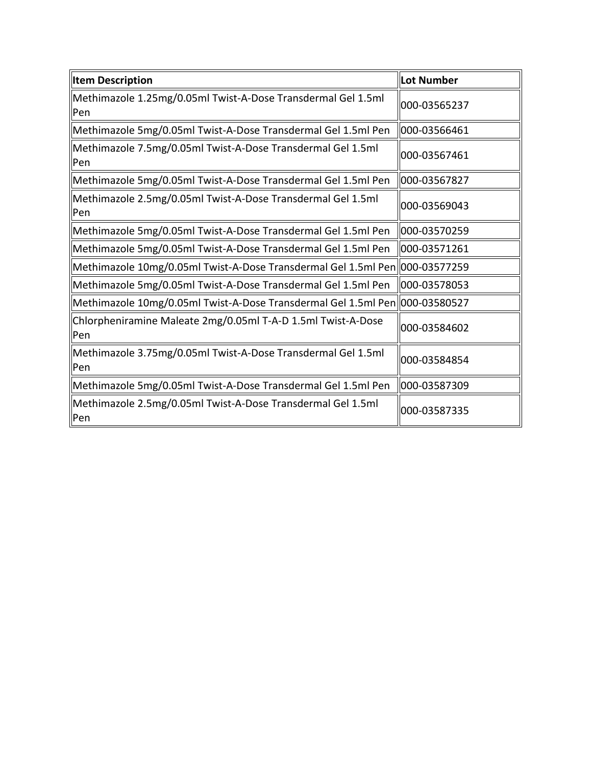| Item Description | Lot Number |
| --- | --- |
| Methimazole 1.25mg/0.05ml Twist-A-Dose Transdermal Gel 1.5ml Pen | 000-03565237 |
| Methimazole 5mg/0.05ml Twist-A-Dose Transdermal Gel 1.5ml Pen | 000-03566461 |
| Methimazole 7.5mg/0.05ml Twist-A-Dose Transdermal Gel 1.5ml Pen | 000-03567461 |
| Methimazole 5mg/0.05ml Twist-A-Dose Transdermal Gel 1.5ml Pen | 000-03567827 |
| Methimazole 2.5mg/0.05ml Twist-A-Dose Transdermal Gel 1.5ml Pen | 000-03569043 |
| Methimazole 5mg/0.05ml Twist-A-Dose Transdermal Gel 1.5ml Pen | 000-03570259 |
| Methimazole 5mg/0.05ml Twist-A-Dose Transdermal Gel 1.5ml Pen | 000-03571261 |
| Methimazole 10mg/0.05ml Twist-A-Dose Transdermal Gel 1.5ml Pen | 000-03577259 |
| Methimazole 5mg/0.05ml Twist-A-Dose Transdermal Gel 1.5ml Pen | 000-03578053 |
| Methimazole 10mg/0.05ml Twist-A-Dose Transdermal Gel 1.5ml Pen | 000-03580527 |
| Chlorpheniramine Maleate 2mg/0.05ml T-A-D 1.5ml Twist-A-Dose Pen | 000-03584602 |
| Methimazole 3.75mg/0.05ml Twist-A-Dose Transdermal Gel 1.5ml Pen | 000-03584854 |
| Methimazole 5mg/0.05ml Twist-A-Dose Transdermal Gel 1.5ml Pen | 000-03587309 |
| Methimazole 2.5mg/0.05ml Twist-A-Dose Transdermal Gel 1.5ml Pen | 000-03587335 |